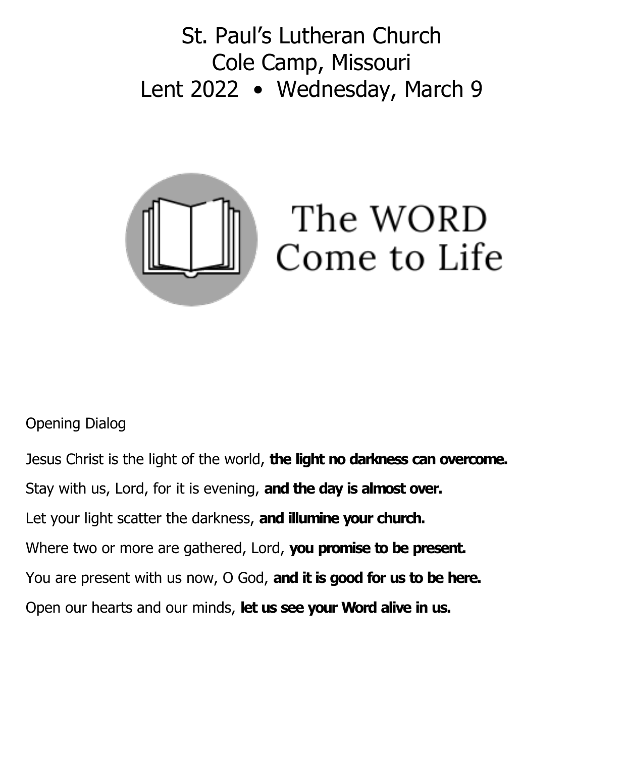# St. Paul's Lutheran Church
# Cole Camp, Missouri
# Lent 2022 • Wednesday, March 9

The WORD Come to Life

Opening Dialog

Jesus Christ is the light of the world, **the light no darkness can overcome.**

Stay with us, Lord, for it is evening, **and the day is almost over.**

Let your light scatter the darkness, **and illumine your church.**

Where two or more are gathered, Lord, **you promise to be present.**

You are present with us now, O God, **and it is good for us to be here.**

Open our hearts and our minds, **let us see your Word alive in us.**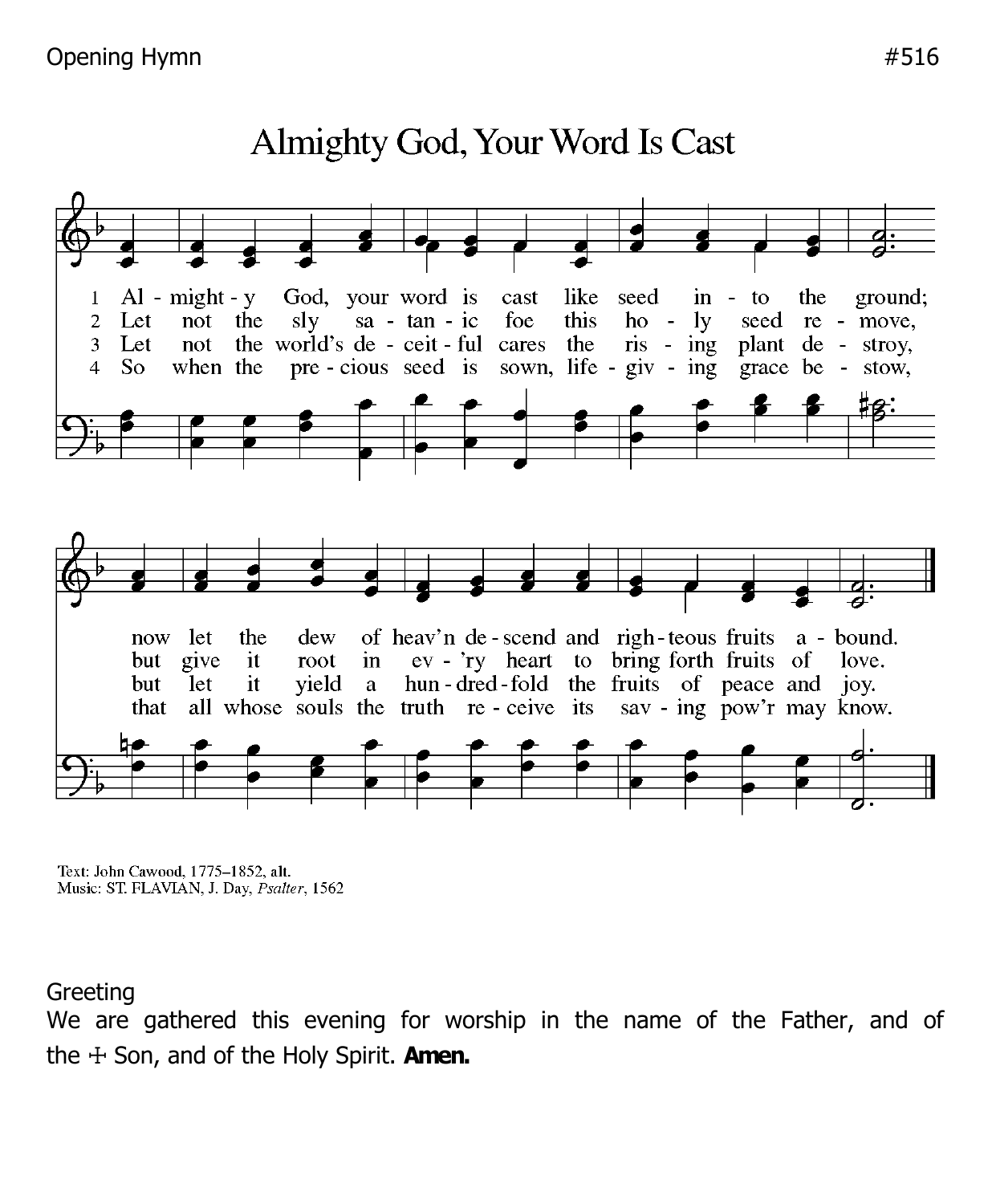Opening Hymn #516

# Almighty God, Your Word Is Cast

1 Almighty God, your word is cast like seed into the ground;
now let the dew of heav'n descend and righteous fruits abound.

2 Let not the sly satanic foe this holy seed remove,
but give it root in ev'ry heart to bring forth fruits of love.

3 Let not the world's deceitful cares the rising plant destroy,
but let it yield a hundredfold the fruits of peace and joy.

4 So when the precious seed is sown, life-giving grace bestow,
that all whose souls the truth receive its saving pow'r may know.

Text: John Cawood, 1775–1852, alt.
Music: ST. FLAVIAN, J. Day, *Psalter*, 1562

Greeting

We are gathered this evening for worship in the name of the Father, and of the ☩ Son, and of the Holy Spirit. **Amen.**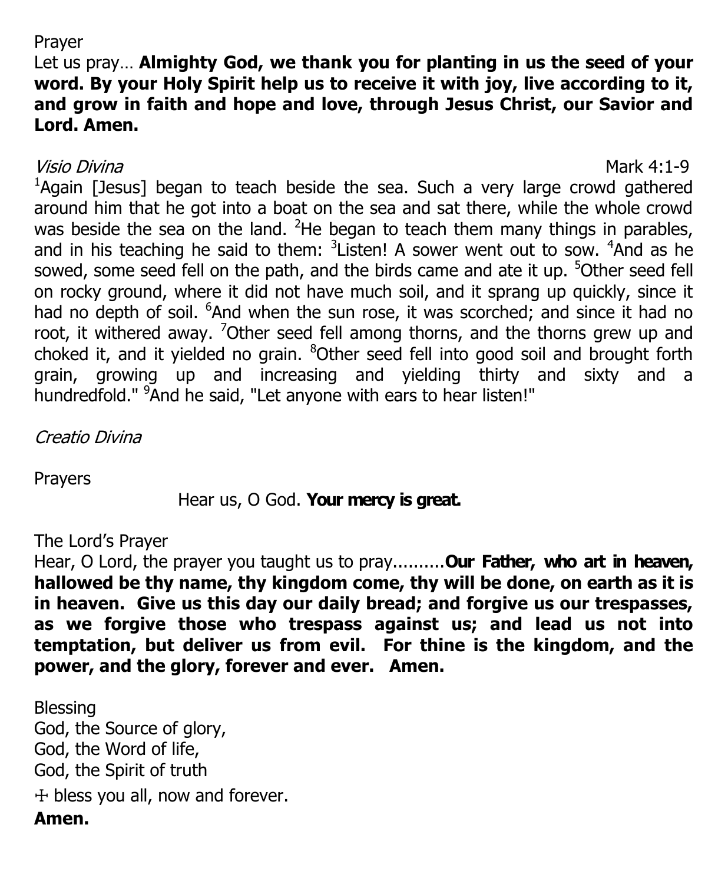Prayer

Let us pray… **Almighty God, we thank you for planting in us the seed of your word. By your Holy Spirit help us to receive it with joy, live according to it, and grow in faith and hope and love, through Jesus Christ, our Savior and Lord. Amen.**

*Visio Divina* Mark 4:1-9

[1]Again [Jesus] began to teach beside the sea. Such a very large crowd gathered around him that he got into a boat on the sea and sat there, while the whole crowd was beside the sea on the land. [2]He began to teach them many things in parables, and in his teaching he said to them: [3]Listen! A sower went out to sow. [4]And as he sowed, some seed fell on the path, and the birds came and ate it up. [5]Other seed fell on rocky ground, where it did not have much soil, and it sprang up quickly, since it had no depth of soil. [6]And when the sun rose, it was scorched; and since it had no root, it withered away. [7]Other seed fell among thorns, and the thorns grew up and choked it, and it yielded no grain. [8]Other seed fell into good soil and brought forth grain, growing up and increasing and yielding thirty and sixty and a hundredfold." [9]And he said, "Let anyone with ears to hear listen!"

*Creatio Divina*

Prayers

Hear us, O God. **Your mercy is great.**

The Lord's Prayer

Hear, O Lord, the prayer you taught us to pray..........**Our Father, who art in heaven, hallowed be thy name, thy kingdom come, thy will be done, on earth as it is in heaven. Give us this day our daily bread; and forgive us our trespasses, as we forgive those who trespass against us; and lead us not into temptation, but deliver us from evil. For thine is the kingdom, and the power, and the glory, forever and ever. Amen.**

Blessing

God, the Source of glory,
God, the Word of life,
God, the Spirit of truth
☩ bless you all, now and forever.

**Amen.**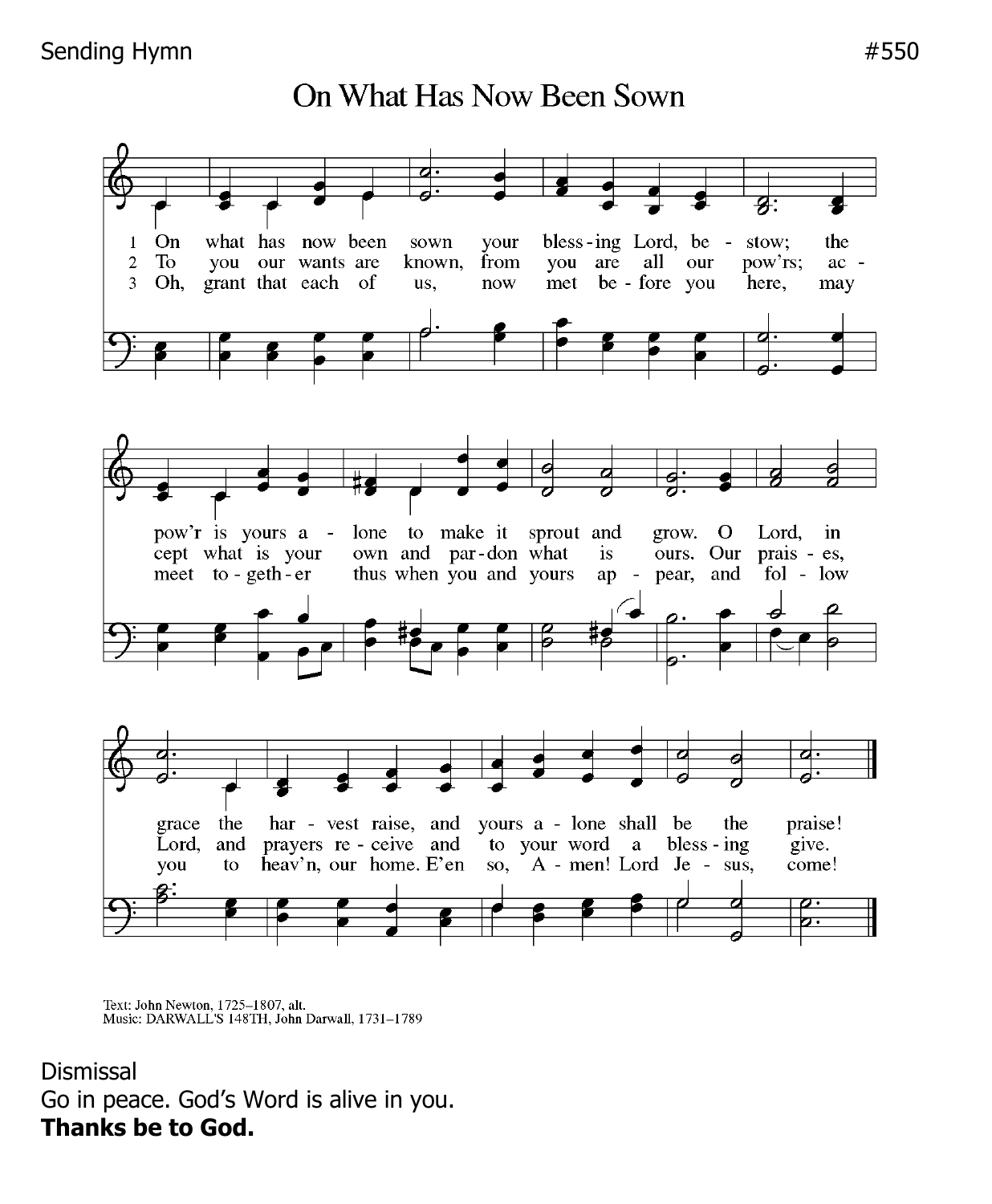Sending Hymn #550

## On What Has Now Been Sown

1 On what has now been sown your blessing Lord, bestow; the pow'r is yours alone to make it sprout and grow. O Lord, in grace the harvest raise, and yours alone shall be the praise!

2 To you our wants are known, from you are all our pow'rs; accept what is your own and pardon what is ours. Our praises, Lord, and prayers receive and to your word a blessing give.

3 Oh, grant that each of us, now met before you here, may meet together thus when you and yours appear, and follow you to heav'n, our home. E'en so, Amen! Lord Jesus, come!

Text: John Newton, 1725–1807, alt.
Music: DARWALL'S 148TH, John Darwall, 1731–1789

Dismissal
Go in peace. God's Word is alive in you.
**Thanks be to God.**